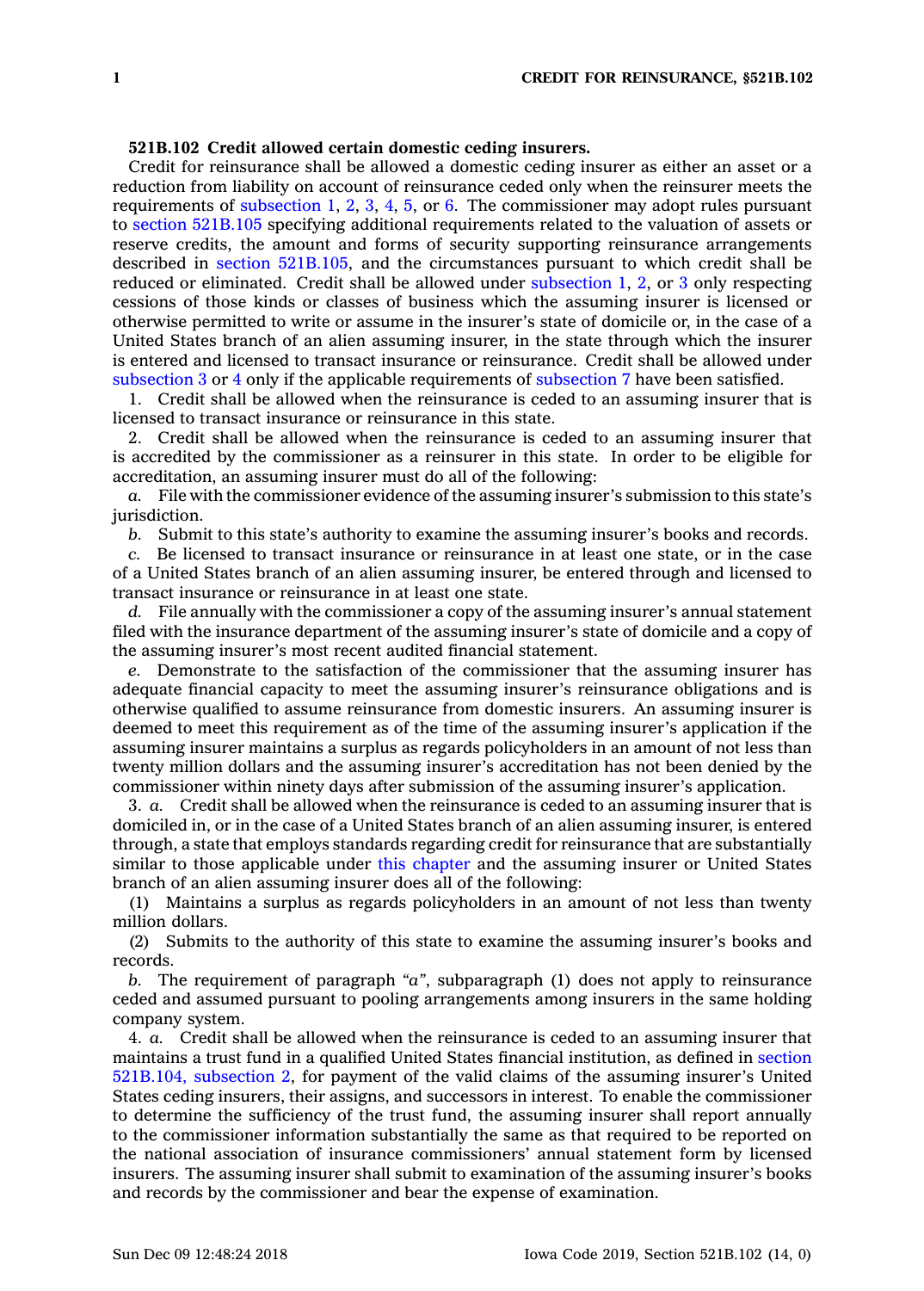**521B.102 Credit allowed certain domestic ceding insurers.**

Credit for reinsurance shall be allowed a domestic ceding insurer as either an asset or a reduction from liability on account of reinsurance ceded only when the reinsurer meets the requirements of subsection 1, 2, 3, 4, 5, or 6. The commissioner may adopt rules pursuant to section 521B.105 specifying additional requirements related to the valuation of assets or reserve credits, the amount and forms of security supporting reinsurance arrangements described in section 521B.105, and the circumstances pursuant to which credit shall be reduced or eliminated. Credit shall be allowed under subsection 1, 2, or 3 only respecting cessions of those kinds or classes of business which the assuming insurer is licensed or otherwise permitted to write or assume in the insurer's state of domicile or, in the case of a United States branch of an alien assuming insurer, in the state through which the insurer is entered and licensed to transact insurance or reinsurance. Credit shall be allowed under subsection 3 or 4 only if the applicable requirements of subsection 7 have been satisfied.

1. Credit shall be allowed when the reinsurance is ceded to an assuming insurer that is licensed to transact insurance or reinsurance in this state.

2. Credit shall be allowed when the reinsurance is ceded to an assuming insurer that is accredited by the commissioner as a reinsurer in this state. In order to be eligible for accreditation, an assuming insurer must do all of the following:

*a.* File with the commissioner evidence of the assuming insurer's submission to this state's jurisdiction.

*b.* Submit to this state's authority to examine the assuming insurer's books and records.

*c.* Be licensed to transact insurance or reinsurance in at least one state, or in the case of a United States branch of an alien assuming insurer, be entered through and licensed to transact insurance or reinsurance in at least one state.

*d.* File annually with the commissioner a copy of the assuming insurer's annual statement filed with the insurance department of the assuming insurer's state of domicile and a copy of the assuming insurer's most recent audited financial statement.

*e.* Demonstrate to the satisfaction of the commissioner that the assuming insurer has adequate financial capacity to meet the assuming insurer's reinsurance obligations and is otherwise qualified to assume reinsurance from domestic insurers. An assuming insurer is deemed to meet this requirement as of the time of the assuming insurer's application if the assuming insurer maintains a surplus as regards policyholders in an amount of not less than twenty million dollars and the assuming insurer's accreditation has not been denied by the commissioner within ninety days after submission of the assuming insurer's application.

3. *a.* Credit shall be allowed when the reinsurance is ceded to an assuming insurer that is domiciled in, or in the case of a United States branch of an alien assuming insurer, is entered through, a state that employs standards regarding credit for reinsurance that are substantially similar to those applicable under this chapter and the assuming insurer or United States branch of an alien assuming insurer does all of the following:

(1) Maintains a surplus as regards policyholders in an amount of not less than twenty million dollars.

(2) Submits to the authority of this state to examine the assuming insurer's books and records.

*b.* The requirement of paragraph *"a"*, subparagraph (1) does not apply to reinsurance ceded and assumed pursuant to pooling arrangements among insurers in the same holding company system.

4. *a.* Credit shall be allowed when the reinsurance is ceded to an assuming insurer that maintains a trust fund in a qualified United States financial institution, as defined in section 521B.104, subsection 2, for payment of the valid claims of the assuming insurer's United States ceding insurers, their assigns, and successors in interest. To enable the commissioner to determine the sufficiency of the trust fund, the assuming insurer shall report annually to the commissioner information substantially the same as that required to be reported on the national association of insurance commissioners' annual statement form by licensed insurers. The assuming insurer shall submit to examination of the assuming insurer's books and records by the commissioner and bear the expense of examination.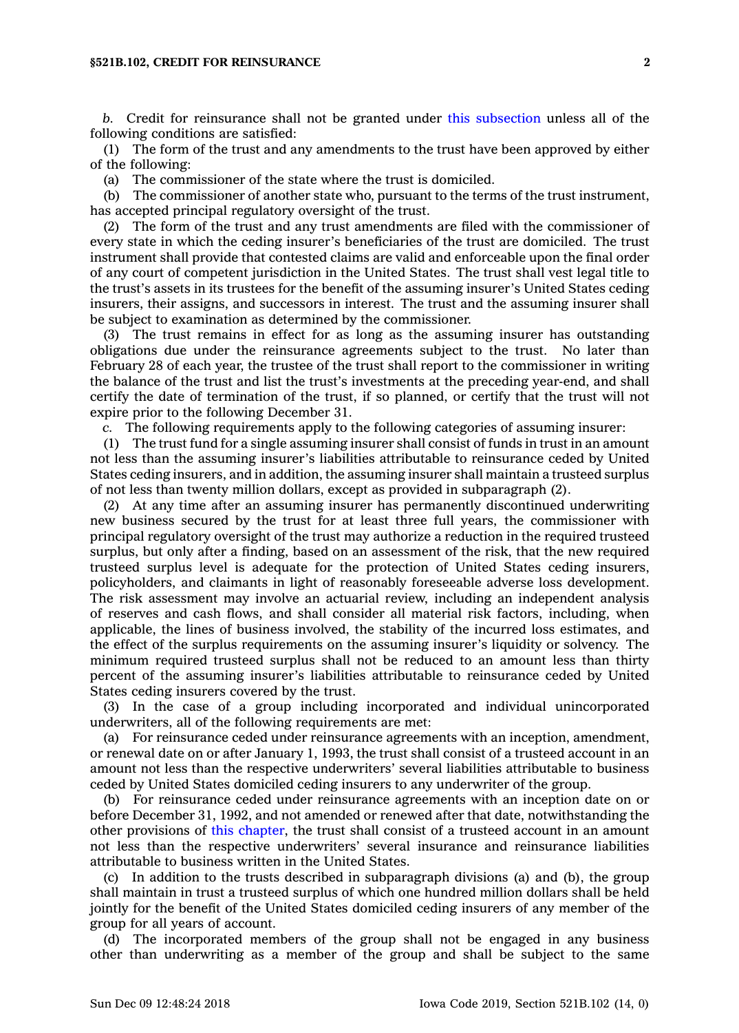*b.* Credit for reinsurance shall not be granted under this subsection unless all of the following conditions are satisfied:

(1) The form of the trust and any amendments to the trust have been approved by either of the following:

(a) The commissioner of the state where the trust is domiciled.

(b) The commissioner of another state who, pursuant to the terms of the trust instrument, has accepted principal regulatory oversight of the trust.

(2) The form of the trust and any trust amendments are filed with the commissioner of every state in which the ceding insurer's beneficiaries of the trust are domiciled. The trust instrument shall provide that contested claims are valid and enforceable upon the final order of any court of competent jurisdiction in the United States. The trust shall vest legal title to the trust's assets in its trustees for the benefit of the assuming insurer's United States ceding insurers, their assigns, and successors in interest. The trust and the assuming insurer shall be subject to examination as determined by the commissioner.

(3) The trust remains in effect for as long as the assuming insurer has outstanding obligations due under the reinsurance agreements subject to the trust. No later than February 28 of each year, the trustee of the trust shall report to the commissioner in writing the balance of the trust and list the trust's investments at the preceding year-end, and shall certify the date of termination of the trust, if so planned, or certify that the trust will not expire prior to the following December 31.

*c.* The following requirements apply to the following categories of assuming insurer:

(1) The trust fund for a single assuming insurer shall consist of funds in trust in an amount not less than the assuming insurer's liabilities attributable to reinsurance ceded by United States ceding insurers, and in addition, the assuming insurer shall maintain a trusteed surplus of not less than twenty million dollars, except as provided in subparagraph (2).

(2) At any time after an assuming insurer has permanently discontinued underwriting new business secured by the trust for at least three full years, the commissioner with principal regulatory oversight of the trust may authorize a reduction in the required trusteed surplus, but only after a finding, based on an assessment of the risk, that the new required trusteed surplus level is adequate for the protection of United States ceding insurers, policyholders, and claimants in light of reasonably foreseeable adverse loss development. The risk assessment may involve an actuarial review, including an independent analysis of reserves and cash flows, and shall consider all material risk factors, including, when applicable, the lines of business involved, the stability of the incurred loss estimates, and the effect of the surplus requirements on the assuming insurer's liquidity or solvency. The minimum required trusteed surplus shall not be reduced to an amount less than thirty percent of the assuming insurer's liabilities attributable to reinsurance ceded by United States ceding insurers covered by the trust.

(3) In the case of a group including incorporated and individual unincorporated underwriters, all of the following requirements are met:

(a) For reinsurance ceded under reinsurance agreements with an inception, amendment, or renewal date on or after January 1, 1993, the trust shall consist of a trusteed account in an amount not less than the respective underwriters' several liabilities attributable to business ceded by United States domiciled ceding insurers to any underwriter of the group.

(b) For reinsurance ceded under reinsurance agreements with an inception date on or before December 31, 1992, and not amended or renewed after that date, notwithstanding the other provisions of this chapter, the trust shall consist of a trusteed account in an amount not less than the respective underwriters' several insurance and reinsurance liabilities attributable to business written in the United States.

(c) In addition to the trusts described in subparagraph divisions (a) and (b), the group shall maintain in trust a trusteed surplus of which one hundred million dollars shall be held jointly for the benefit of the United States domiciled ceding insurers of any member of the group for all years of account.

(d) The incorporated members of the group shall not be engaged in any business other than underwriting as a member of the group and shall be subject to the same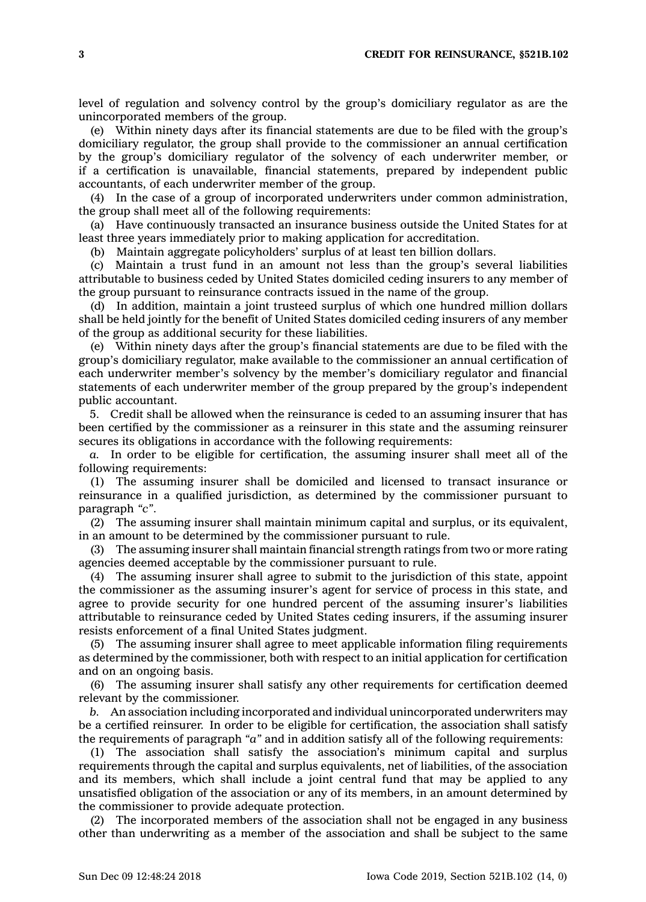level of regulation and solvency control by the group's domiciliary regulator as are the unincorporated members of the group.

(e) Within ninety days after its financial statements are due to be filed with the group's domiciliary regulator, the group shall provide to the commissioner an annual certification by the group's domiciliary regulator of the solvency of each underwriter member, or if a certification is unavailable, financial statements, prepared by independent public accountants, of each underwriter member of the group.

(4) In the case of a group of incorporated underwriters under common administration, the group shall meet all of the following requirements:

(a) Have continuously transacted an insurance business outside the United States for at least three years immediately prior to making application for accreditation.

(b) Maintain aggregate policyholders' surplus of at least ten billion dollars.

(c) Maintain a trust fund in an amount not less than the group's several liabilities attributable to business ceded by United States domiciled ceding insurers to any member of the group pursuant to reinsurance contracts issued in the name of the group.

(d) In addition, maintain a joint trusteed surplus of which one hundred million dollars shall be held jointly for the benefit of United States domiciled ceding insurers of any member of the group as additional security for these liabilities.

(e) Within ninety days after the group's financial statements are due to be filed with the group's domiciliary regulator, make available to the commissioner an annual certification of each underwriter member's solvency by the member's domiciliary regulator and financial statements of each underwriter member of the group prepared by the group's independent public accountant.

5. Credit shall be allowed when the reinsurance is ceded to an assuming insurer that has been certified by the commissioner as a reinsurer in this state and the assuming reinsurer secures its obligations in accordance with the following requirements:

*a.* In order to be eligible for certification, the assuming insurer shall meet all of the following requirements:

(1) The assuming insurer shall be domiciled and licensed to transact insurance or reinsurance in a qualified jurisdiction, as determined by the commissioner pursuant to paragraph *"c"*.

(2) The assuming insurer shall maintain minimum capital and surplus, or its equivalent, in an amount to be determined by the commissioner pursuant to rule.

(3) The assuming insurer shall maintain financial strength ratings from two or more rating agencies deemed acceptable by the commissioner pursuant to rule.

(4) The assuming insurer shall agree to submit to the jurisdiction of this state, appoint the commissioner as the assuming insurer's agent for service of process in this state, and agree to provide security for one hundred percent of the assuming insurer's liabilities attributable to reinsurance ceded by United States ceding insurers, if the assuming insurer resists enforcement of a final United States judgment.

(5) The assuming insurer shall agree to meet applicable information filing requirements as determined by the commissioner, both with respect to an initial application for certification and on an ongoing basis.

(6) The assuming insurer shall satisfy any other requirements for certification deemed relevant by the commissioner.

*b.* An association including incorporated and individual unincorporated underwriters may be a certified reinsurer. In order to be eligible for certification, the association shall satisfy the requirements of paragraph *"a"* and in addition satisfy all of the following requirements:

(1) The association shall satisfy the association's minimum capital and surplus requirements through the capital and surplus equivalents, net of liabilities, of the association and its members, which shall include a joint central fund that may be applied to any unsatisfied obligation of the association or any of its members, in an amount determined by the commissioner to provide adequate protection.

(2) The incorporated members of the association shall not be engaged in any business other than underwriting as a member of the association and shall be subject to the same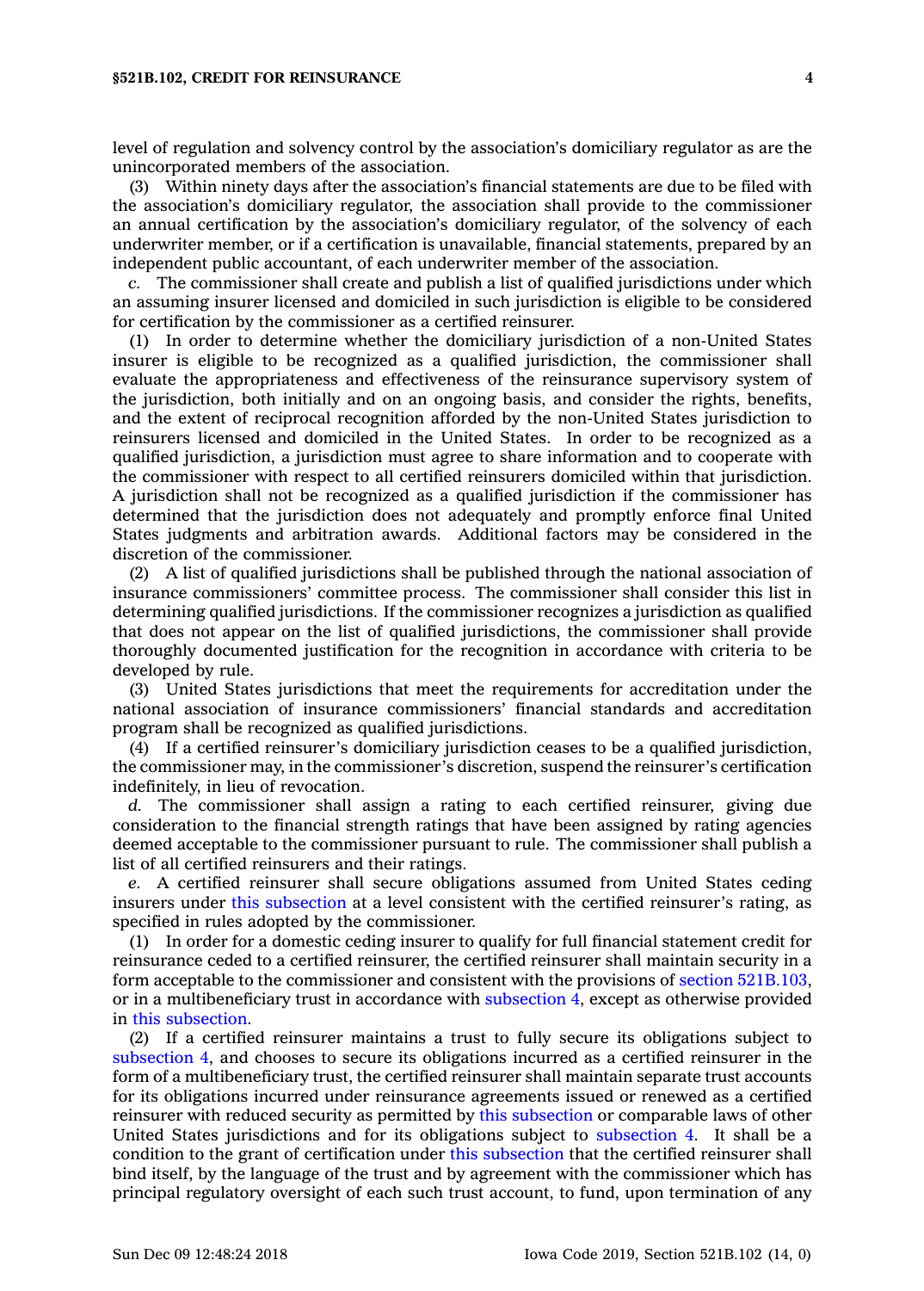level of regulation and solvency control by the association's domiciliary regulator as are the unincorporated members of the association.

(3) Within ninety days after the association's financial statements are due to be filed with the association's domiciliary regulator, the association shall provide to the commissioner an annual certification by the association's domiciliary regulator, of the solvency of each underwriter member, or if a certification is unavailable, financial statements, prepared by an independent public accountant, of each underwriter member of the association.

*c.* The commissioner shall create and publish a list of qualified jurisdictions under which an assuming insurer licensed and domiciled in such jurisdiction is eligible to be considered for certification by the commissioner as a certified reinsurer.

(1) In order to determine whether the domiciliary jurisdiction of a non-United States insurer is eligible to be recognized as a qualified jurisdiction, the commissioner shall evaluate the appropriateness and effectiveness of the reinsurance supervisory system of the jurisdiction, both initially and on an ongoing basis, and consider the rights, benefits, and the extent of reciprocal recognition afforded by the non-United States jurisdiction to reinsurers licensed and domiciled in the United States. In order to be recognized as a qualified jurisdiction, a jurisdiction must agree to share information and to cooperate with the commissioner with respect to all certified reinsurers domiciled within that jurisdiction. A jurisdiction shall not be recognized as a qualified jurisdiction if the commissioner has determined that the jurisdiction does not adequately and promptly enforce final United States judgments and arbitration awards. Additional factors may be considered in the discretion of the commissioner.

(2) A list of qualified jurisdictions shall be published through the national association of insurance commissioners' committee process. The commissioner shall consider this list in determining qualified jurisdictions. If the commissioner recognizes a jurisdiction as qualified that does not appear on the list of qualified jurisdictions, the commissioner shall provide thoroughly documented justification for the recognition in accordance with criteria to be developed by rule.

(3) United States jurisdictions that meet the requirements for accreditation under the national association of insurance commissioners' financial standards and accreditation program shall be recognized as qualified jurisdictions.

(4) If a certified reinsurer's domiciliary jurisdiction ceases to be a qualified jurisdiction, the commissioner may, in the commissioner's discretion, suspend the reinsurer's certification indefinitely, in lieu of revocation.

*d.* The commissioner shall assign a rating to each certified reinsurer, giving due consideration to the financial strength ratings that have been assigned by rating agencies deemed acceptable to the commissioner pursuant to rule. The commissioner shall publish a list of all certified reinsurers and their ratings.

*e.* A certified reinsurer shall secure obligations assumed from United States ceding insurers under this subsection at a level consistent with the certified reinsurer's rating, as specified in rules adopted by the commissioner.

(1) In order for a domestic ceding insurer to qualify for full financial statement credit for reinsurance ceded to a certified reinsurer, the certified reinsurer shall maintain security in a form acceptable to the commissioner and consistent with the provisions of section 521B.103, or in a multibeneficiary trust in accordance with subsection 4, except as otherwise provided in this subsection.

(2) If a certified reinsurer maintains a trust to fully secure its obligations subject to subsection 4, and chooses to secure its obligations incurred as a certified reinsurer in the form of a multibeneficiary trust, the certified reinsurer shall maintain separate trust accounts for its obligations incurred under reinsurance agreements issued or renewed as a certified reinsurer with reduced security as permitted by this subsection or comparable laws of other United States jurisdictions and for its obligations subject to subsection 4. It shall be a condition to the grant of certification under this subsection that the certified reinsurer shall bind itself, by the language of the trust and by agreement with the commissioner which has principal regulatory oversight of each such trust account, to fund, upon termination of any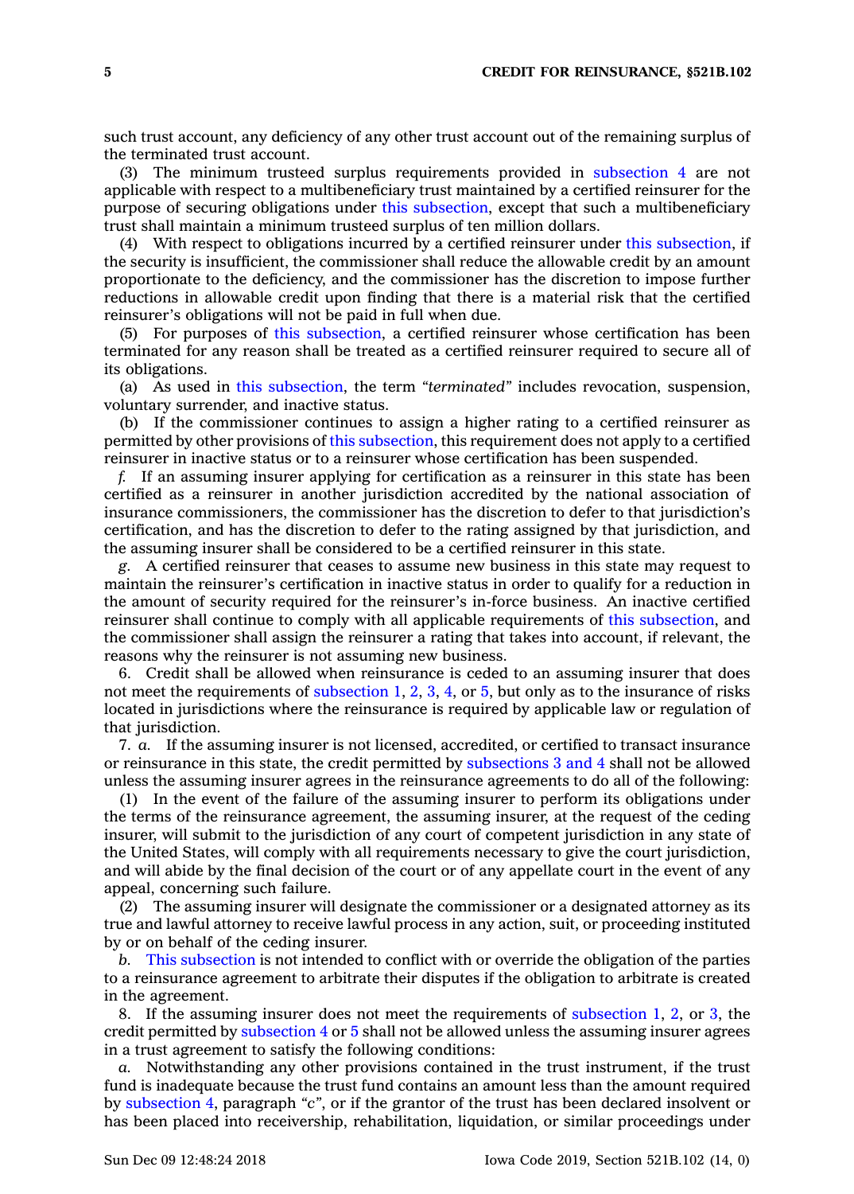such trust account, any deficiency of any other trust account out of the remaining surplus of the terminated trust account.

(3) The minimum trusteed surplus requirements provided in subsection 4 are not applicable with respect to a multibeneficiary trust maintained by a certified reinsurer for the purpose of securing obligations under this subsection, except that such a multibeneficiary trust shall maintain a minimum trusteed surplus of ten million dollars.

(4) With respect to obligations incurred by a certified reinsurer under this subsection, if the security is insufficient, the commissioner shall reduce the allowable credit by an amount proportionate to the deficiency, and the commissioner has the discretion to impose further reductions in allowable credit upon finding that there is a material risk that the certified reinsurer's obligations will not be paid in full when due.

(5) For purposes of this subsection, a certified reinsurer whose certification has been terminated for any reason shall be treated as a certified reinsurer required to secure all of its obligations.

(a) As used in this subsection, the term *"terminated"* includes revocation, suspension, voluntary surrender, and inactive status.

(b) If the commissioner continues to assign a higher rating to a certified reinsurer as permitted by other provisions of this subsection, this requirement does not apply to a certified reinsurer in inactive status or to a reinsurer whose certification has been suspended.

*f.* If an assuming insurer applying for certification as a reinsurer in this state has been certified as a reinsurer in another jurisdiction accredited by the national association of insurance commissioners, the commissioner has the discretion to defer to that jurisdiction's certification, and has the discretion to defer to the rating assigned by that jurisdiction, and the assuming insurer shall be considered to be a certified reinsurer in this state.

*g.* A certified reinsurer that ceases to assume new business in this state may request to maintain the reinsurer's certification in inactive status in order to qualify for a reduction in the amount of security required for the reinsurer's in-force business. An inactive certified reinsurer shall continue to comply with all applicable requirements of this subsection, and the commissioner shall assign the reinsurer a rating that takes into account, if relevant, the reasons why the reinsurer is not assuming new business.

6. Credit shall be allowed when reinsurance is ceded to an assuming insurer that does not meet the requirements of subsection 1, 2, 3, 4, or 5, but only as to the insurance of risks located in jurisdictions where the reinsurance is required by applicable law or regulation of that jurisdiction.

7. *a.* If the assuming insurer is not licensed, accredited, or certified to transact insurance or reinsurance in this state, the credit permitted by subsections 3 and 4 shall not be allowed unless the assuming insurer agrees in the reinsurance agreements to do all of the following:

(1) In the event of the failure of the assuming insurer to perform its obligations under the terms of the reinsurance agreement, the assuming insurer, at the request of the ceding insurer, will submit to the jurisdiction of any court of competent jurisdiction in any state of the United States, will comply with all requirements necessary to give the court jurisdiction, and will abide by the final decision of the court or of any appellate court in the event of any appeal, concerning such failure.

(2) The assuming insurer will designate the commissioner or a designated attorney as its true and lawful attorney to receive lawful process in any action, suit, or proceeding instituted by or on behalf of the ceding insurer.

*b.* This subsection is not intended to conflict with or override the obligation of the parties to a reinsurance agreement to arbitrate their disputes if the obligation to arbitrate is created in the agreement.

8. If the assuming insurer does not meet the requirements of subsection 1, 2, or 3, the credit permitted by subsection 4 or 5 shall not be allowed unless the assuming insurer agrees in a trust agreement to satisfy the following conditions:

*a.* Notwithstanding any other provisions contained in the trust instrument, if the trust fund is inadequate because the trust fund contains an amount less than the amount required by subsection 4, paragraph *"c"*, or if the grantor of the trust has been declared insolvent or has been placed into receivership, rehabilitation, liquidation, or similar proceedings under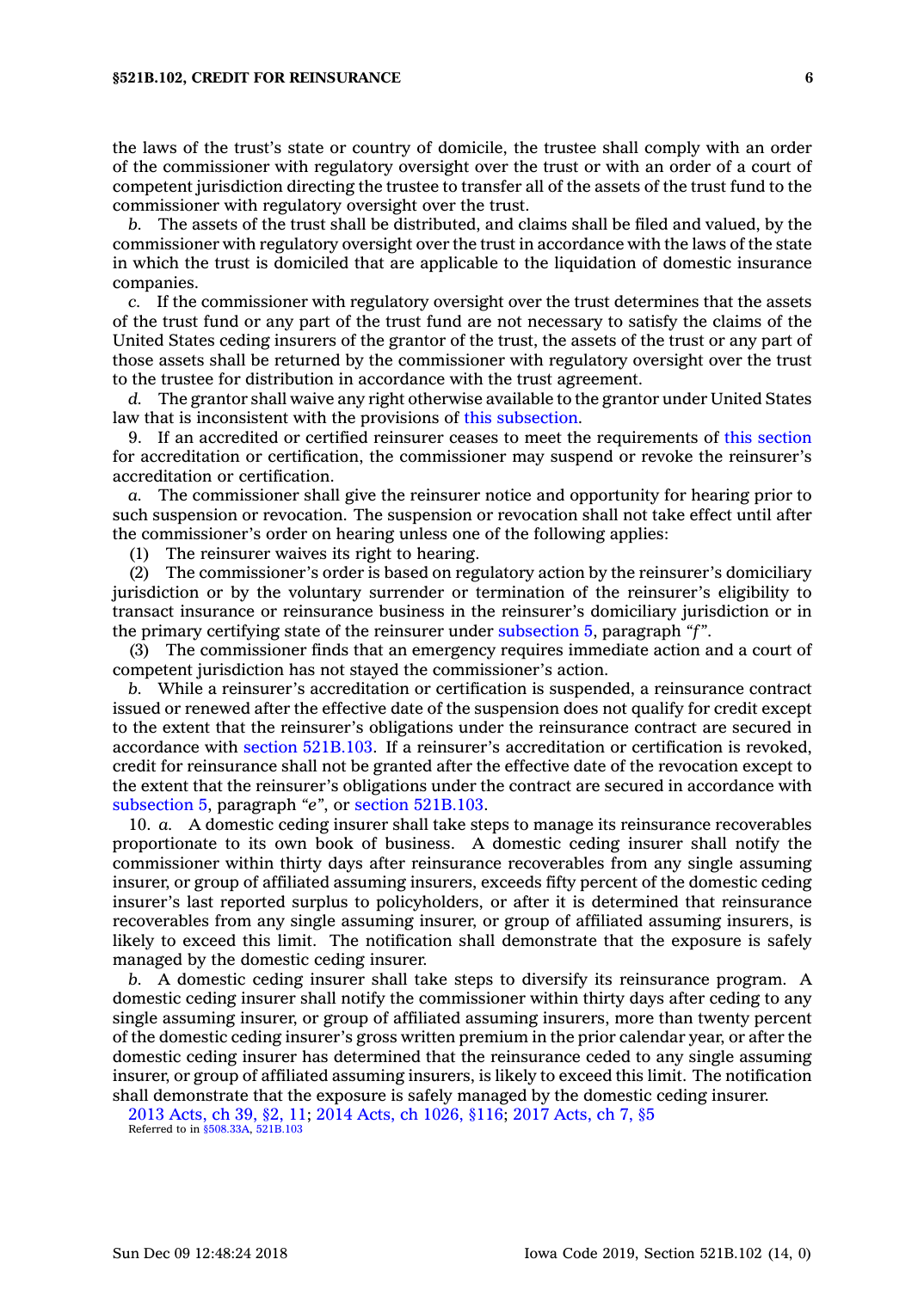the laws of the trust's state or country of domicile, the trustee shall comply with an order of the commissioner with regulatory oversight over the trust or with an order of a court of competent jurisdiction directing the trustee to transfer all of the assets of the trust fund to the commissioner with regulatory oversight over the trust.

*b.* The assets of the trust shall be distributed, and claims shall be filed and valued, by the commissioner with regulatory oversight over the trust in accordance with the laws of the state in which the trust is domiciled that are applicable to the liquidation of domestic insurance companies.

*c.* If the commissioner with regulatory oversight over the trust determines that the assets of the trust fund or any part of the trust fund are not necessary to satisfy the claims of the United States ceding insurers of the grantor of the trust, the assets of the trust or any part of those assets shall be returned by the commissioner with regulatory oversight over the trust to the trustee for distribution in accordance with the trust agreement.

*d.* The grantor shall waive any right otherwise available to the grantor under United States law that is inconsistent with the provisions of this subsection.

9. If an accredited or certified reinsurer ceases to meet the requirements of this section for accreditation or certification, the commissioner may suspend or revoke the reinsurer's accreditation or certification.

*a.* The commissioner shall give the reinsurer notice and opportunity for hearing prior to such suspension or revocation. The suspension or revocation shall not take effect until after the commissioner's order on hearing unless one of the following applies:

(1) The reinsurer waives its right to hearing.

(2) The commissioner's order is based on regulatory action by the reinsurer's domiciliary jurisdiction or by the voluntary surrender or termination of the reinsurer's eligibility to transact insurance or reinsurance business in the reinsurer's domiciliary jurisdiction or in the primary certifying state of the reinsurer under subsection 5, paragraph *"f"*.

(3) The commissioner finds that an emergency requires immediate action and a court of competent jurisdiction has not stayed the commissioner's action.

*b.* While a reinsurer's accreditation or certification is suspended, a reinsurance contract issued or renewed after the effective date of the suspension does not qualify for credit except to the extent that the reinsurer's obligations under the reinsurance contract are secured in accordance with section 521B.103. If a reinsurer's accreditation or certification is revoked, credit for reinsurance shall not be granted after the effective date of the revocation except to the extent that the reinsurer's obligations under the contract are secured in accordance with subsection 5, paragraph *"e"*, or section 521B.103.

10. *a.* A domestic ceding insurer shall take steps to manage its reinsurance recoverables proportionate to its own book of business. A domestic ceding insurer shall notify the commissioner within thirty days after reinsurance recoverables from any single assuming insurer, or group of affiliated assuming insurers, exceeds fifty percent of the domestic ceding insurer's last reported surplus to policyholders, or after it is determined that reinsurance recoverables from any single assuming insurer, or group of affiliated assuming insurers, is likely to exceed this limit. The notification shall demonstrate that the exposure is safely managed by the domestic ceding insurer.

*b.* A domestic ceding insurer shall take steps to diversify its reinsurance program. A domestic ceding insurer shall notify the commissioner within thirty days after ceding to any single assuming insurer, or group of affiliated assuming insurers, more than twenty percent of the domestic ceding insurer's gross written premium in the prior calendar year, or after the domestic ceding insurer has determined that the reinsurance ceded to any single assuming insurer, or group of affiliated assuming insurers, is likely to exceed this limit. The notification shall demonstrate that the exposure is safely managed by the domestic ceding insurer.

2013 Acts, ch 39, §2, 11; 2014 Acts, ch 1026, §116; 2017 Acts, ch 7, §5
Referred to in §508.33A, 521B.103